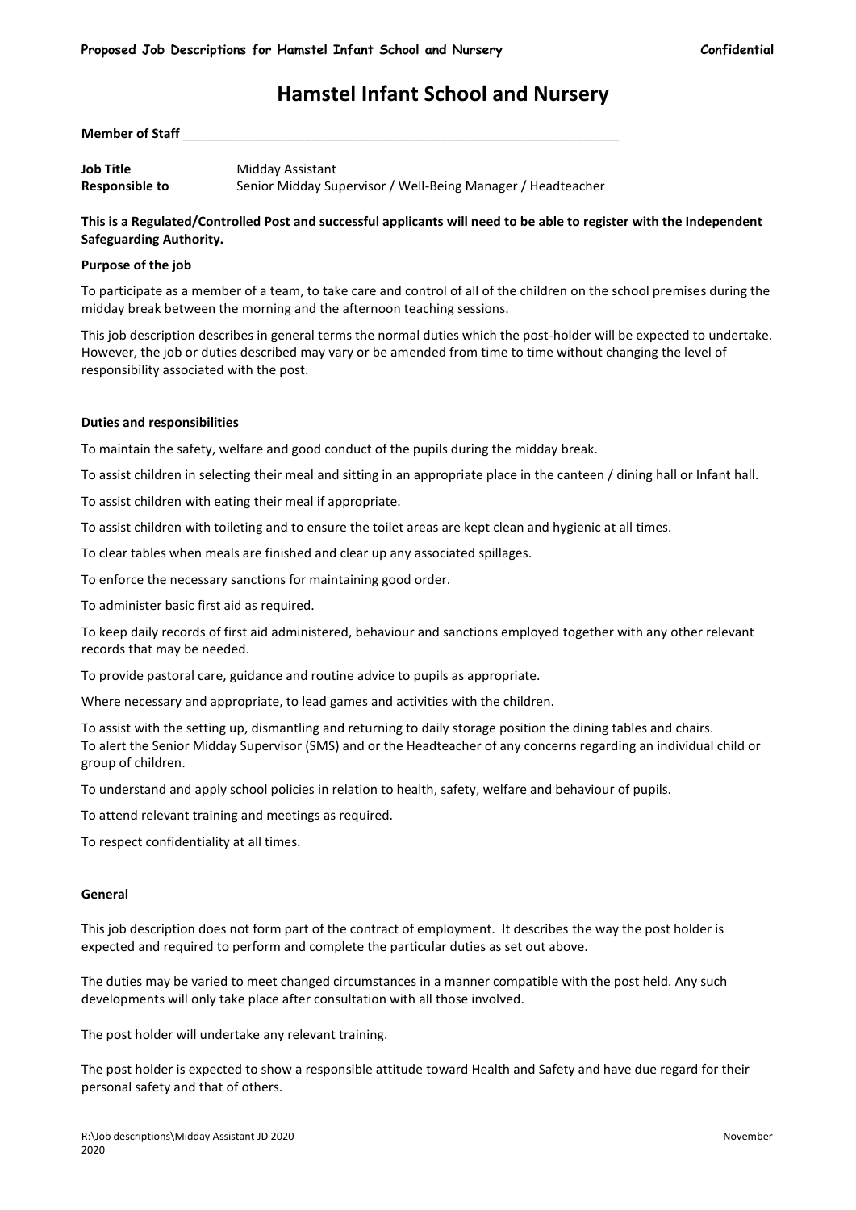# Hamstel Infant School and Nursery

**Member of Staff** ______________________________________________________________

| | |
|---|---|
| **Job Title** | Midday Assistant |
| **Responsible to** | Senior Midday Supervisor / Well-Being Manager / Headteacher |

**This is a Regulated/Controlled Post and successful applicants will need to be able to register with the Independent Safeguarding Authority.**

**Purpose of the job**

To participate as a member of a team, to take care and control of all of the children on the school premises during the midday break between the morning and the afternoon teaching sessions.

This job description describes in general terms the normal duties which the post-holder will be expected to undertake. However, the job or duties described may vary or be amended from time to time without changing the level of responsibility associated with the post.

**Duties and responsibilities**

To maintain the safety, welfare and good conduct of the pupils during the midday break.

To assist children in selecting their meal and sitting in an appropriate place in the canteen / dining hall or Infant hall.

To assist children with eating their meal if appropriate.

To assist children with toileting and to ensure the toilet areas are kept clean and hygienic at all times.

To clear tables when meals are finished and clear up any associated spillages.

To enforce the necessary sanctions for maintaining good order.

To administer basic first aid as required.

To keep daily records of first aid administered, behaviour and sanctions employed together with any other relevant records that may be needed.

To provide pastoral care, guidance and routine advice to pupils as appropriate.

Where necessary and appropriate, to lead games and activities with the children.

To assist with the setting up, dismantling and returning to daily storage position the dining tables and chairs.
To alert the Senior Midday Supervisor (SMS) and or the Headteacher of any concerns regarding an individual child or group of children.

To understand and apply school policies in relation to health, safety, welfare and behaviour of pupils.

To attend relevant training and meetings as required.

To respect confidentiality at all times.

**General**

This job description does not form part of the contract of employment. It describes the way the post holder is expected and required to perform and complete the particular duties as set out above.

The duties may be varied to meet changed circumstances in a manner compatible with the post held. Any such developments will only take place after consultation with all those involved.

The post holder will undertake any relevant training.

The post holder is expected to show a responsible attitude toward Health and Safety and have due regard for their personal safety and that of others.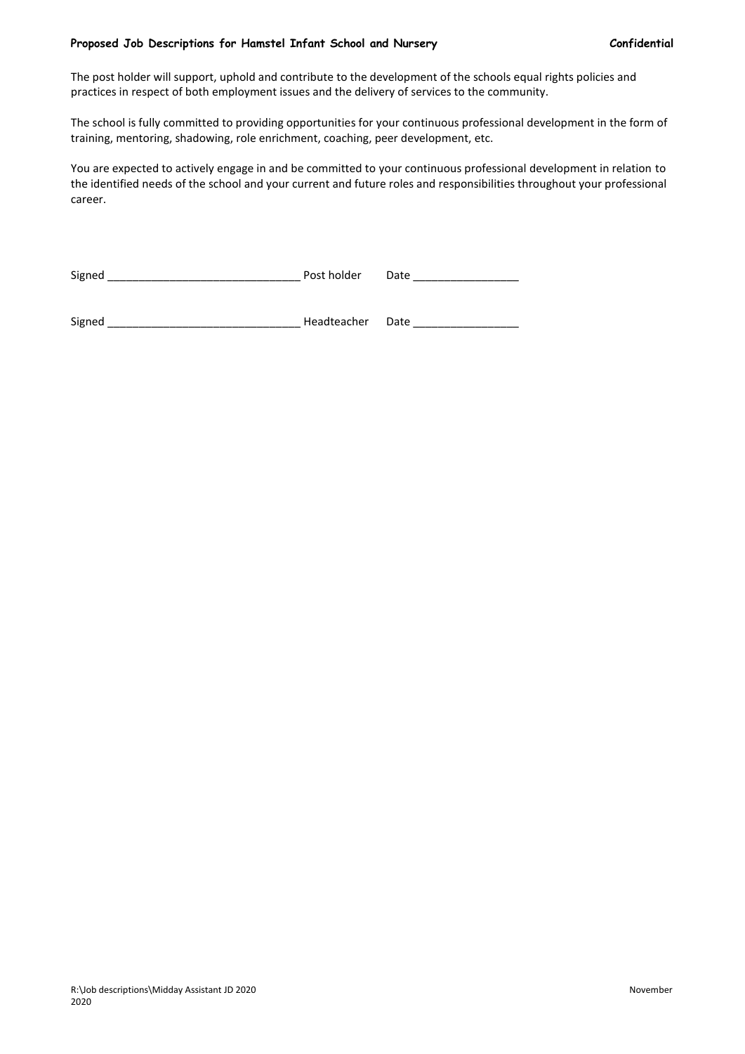The post holder will support, uphold and contribute to the development of the schools equal rights policies and practices in respect of both employment issues and the delivery of services to the community.

The school is fully committed to providing opportunities for your continuous professional development in the form of training, mentoring, shadowing, role enrichment, coaching, peer development, etc.

You are expected to actively engage in and be committed to your continuous professional development in relation to the identified needs of the school and your current and future roles and responsibilities throughout your professional career.

Signed ______________________________ Post holder Date ________________

Signed ______________________________ Headteacher Date ________________